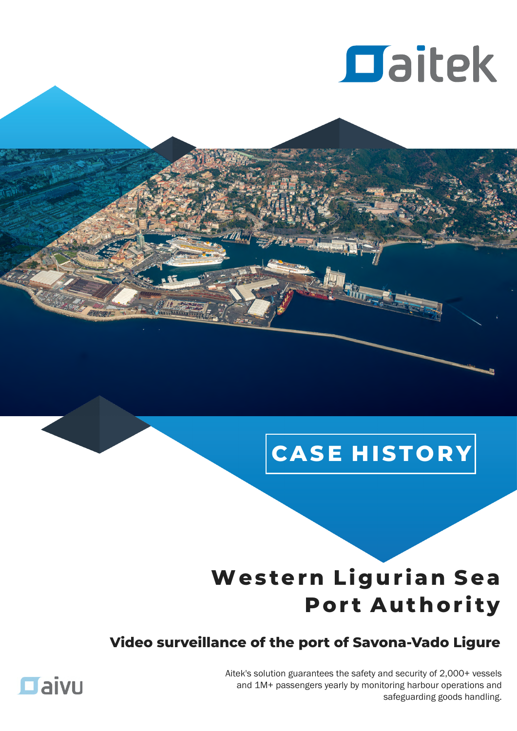aitek

CASE HISTORY

# Western Ligurian Sea Port Authority

## Video surveillance of the port of Savona-Vado Ligure

Aitek's solution guarantees the safety and security of 2,000+ vessels and 1M+ passengers yearly by monitoring harbour operations and safeguarding goods handling.

aivu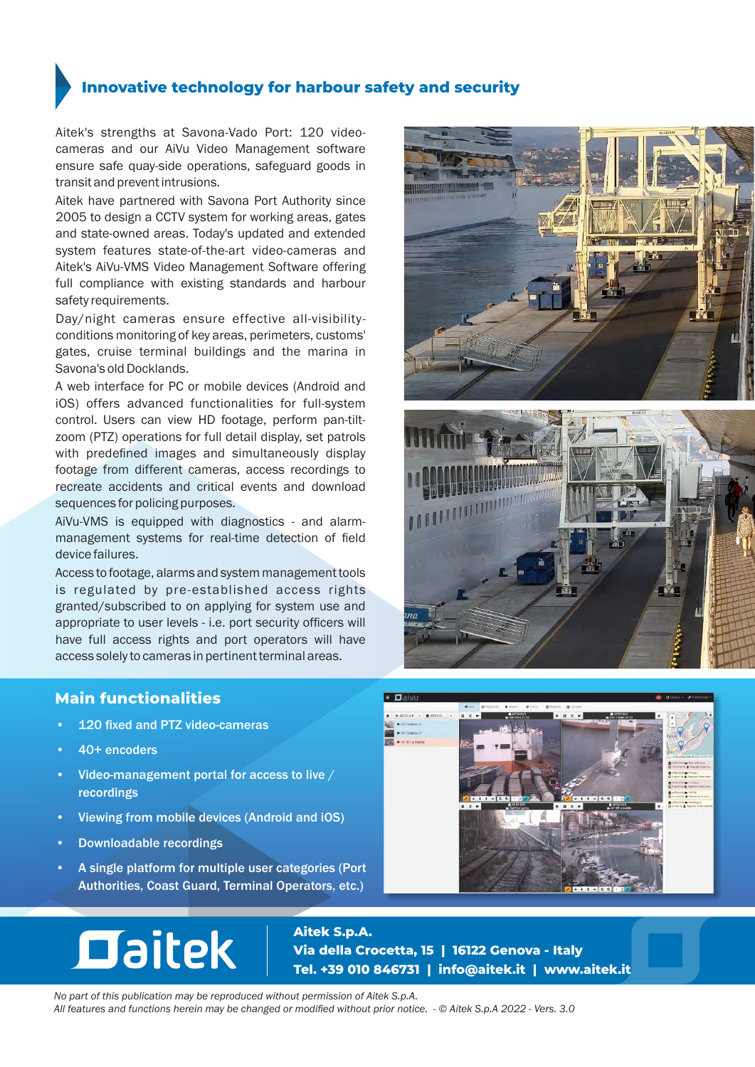## Innovative technology for harbour safety and security

Aitek's strengths at Savona-Vado Port: 120 video-cameras and our AiVu Video Management software ensure safe quay-side operations, safeguard goods in transit and prevent intrusions.

Aitek have partnered with Savona Port Authority since 2005 to design a CCTV system for working areas, gates and state-owned areas. Today's updated and extended system features state-of-the-art video-cameras and Aitek's AiVu-VMS Video Management Software offering full compliance with existing standards and harbour safety requirements.

Day/night cameras ensure effective all-visibility-conditions monitoring of key areas, perimeters, customs' gates, cruise terminal buildings and the marina in Savona's old Docklands.

A web interface for PC or mobile devices (Android and iOS) offers advanced functionalities for full-system control. Users can view HD footage, perform pan-tilt-zoom (PTZ) operations for full detail display, set patrols with predefined images and simultaneously display footage from different cameras, access recordings to recreate accidents and critical events and download sequences for policing purposes.

AiVu-VMS is equipped with diagnostics - and alarm-management systems for real-time detection of field device failures.

Access to footage, alarms and system management tools is regulated by pre-established access rights granted/subscribed to on applying for system use and appropriate to user levels - i.e. port security officers will have full access rights and port operators will have access solely to cameras in pertinent terminal areas.

### Main functionalities

- 120 fixed and PTZ video-cameras
- 40+ encoders
- Video-management portal for access to live / recordings
- Viewing from mobile devices (Android and iOS)
- Downloadable recordings
- A single platform for multiple user categories (Port Authorities, Coast Guard, Terminal Operators, etc.)

aitek

**Aitek S.p.A.**
**Via della Crocetta, 15 | 16122 Genova - Italy**
**Tel. +39 010 846731 | info@aitek.it | www.aitek.it**

*No part of this publication may be reproduced without permission of Aitek S.p.A.*
*All features and functions herein may be changed or modified without prior notice. - © Aitek S.p.A 2022 - Vers. 3.0*